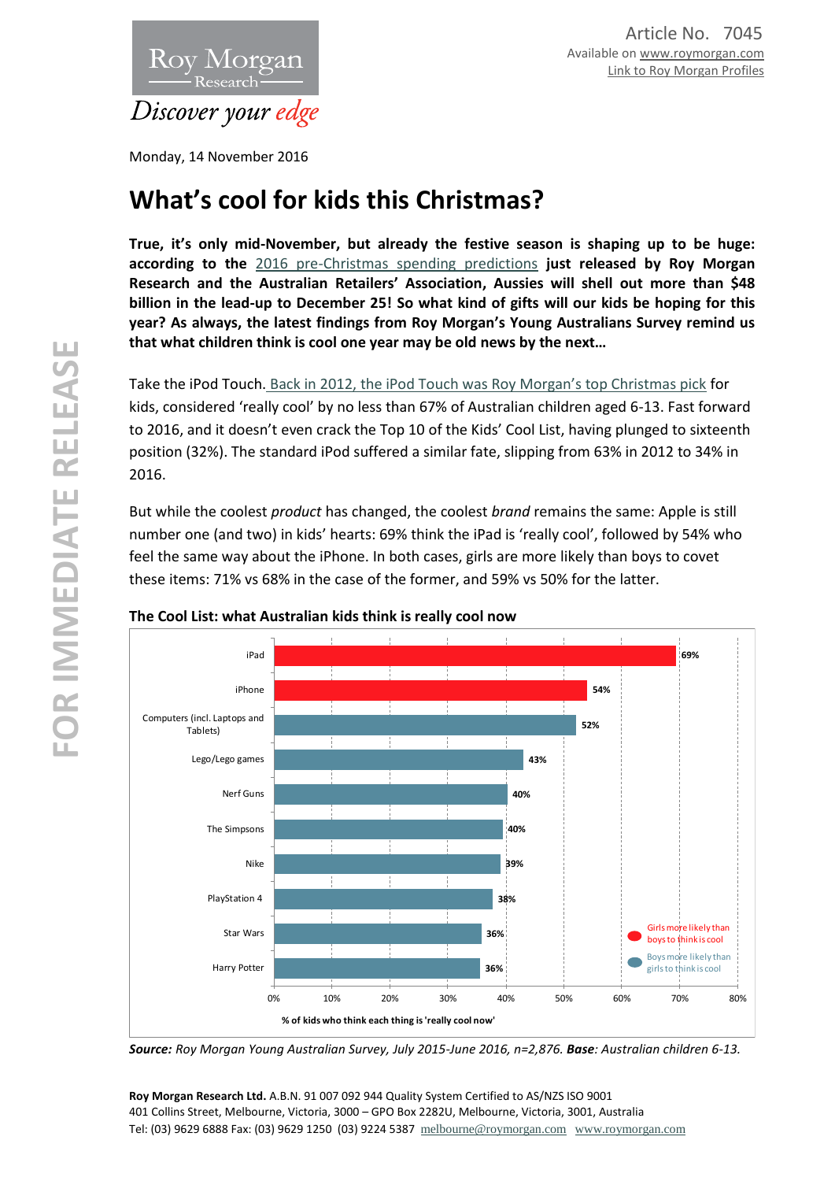Article No. 7045
Available on www.roymorgan.com
Link to Roy Morgan Profiles

Monday, 14 November 2016

# What's cool for kids this Christmas?

**True, it's only mid-November, but already the festive season is shaping up to be huge: according to the** 2016 pre-Christmas spending predictions **just released by Roy Morgan Research and the Australian Retailers' Association, Aussies will shell out more than $48 billion in the lead-up to December 25! So what kind of gifts will our kids be hoping for this year? As always, the latest findings from Roy Morgan's Young Australians Survey remind us that what children think is cool one year may be old news by the next…**

Take the iPod Touch. Back in 2012, the iPod Touch was Roy Morgan's top Christmas pick for kids, considered 'really cool' by no less than 67% of Australian children aged 6-13. Fast forward to 2016, and it doesn't even crack the Top 10 of the Kids' Cool List, having plunged to sixteenth position (32%). The standard iPod suffered a similar fate, slipping from 63% in 2012 to 34% in 2016.

But while the coolest *product* has changed, the coolest *brand* remains the same: Apple is still number one (and two) in kids' hearts: 69% think the iPad is 'really cool', followed by 54% who feel the same way about the iPhone. In both cases, girls are more likely than boys to covet these items: 71% vs 68% in the case of the former, and 59% vs 50% for the latter.

**The Cool List: what Australian kids think is really cool now**

| Item | % of kids who think each thing is 'really cool now' |
|---|---|
| iPad | 69% |
| iPhone | 54% |
| Computers (incl. Laptops and Tablets) | 52% |
| Lego/Lego games | 43% |
| Nerf Guns | 40% |
| The Simpsons | 40% |
| Nike | 39% |
| PlayStation 4 | 38% |
| Star Wars | 36% |
| Harry Potter | 36% |

Legend: Red – Girls more likely than boys to think is cool (iPad, iPhone); Blue – Boys more likely than girls to think is cool.

***Source:*** *Roy Morgan Young Australian Survey, July 2015-June 2016, n=2,876.* ***Base****: Australian children 6-13.*

**Roy Morgan Research Ltd.** A.B.N. 91 007 092 944 Quality System Certified to AS/NZS ISO 9001
401 Collins Street, Melbourne, Victoria, 3000 – GPO Box 2282U, Melbourne, Victoria, 3001, Australia
Tel: (03) 9629 6888 Fax: (03) 9629 1250 (03) 9224 5387 melbourne@roymorgan.com www.roymorgan.com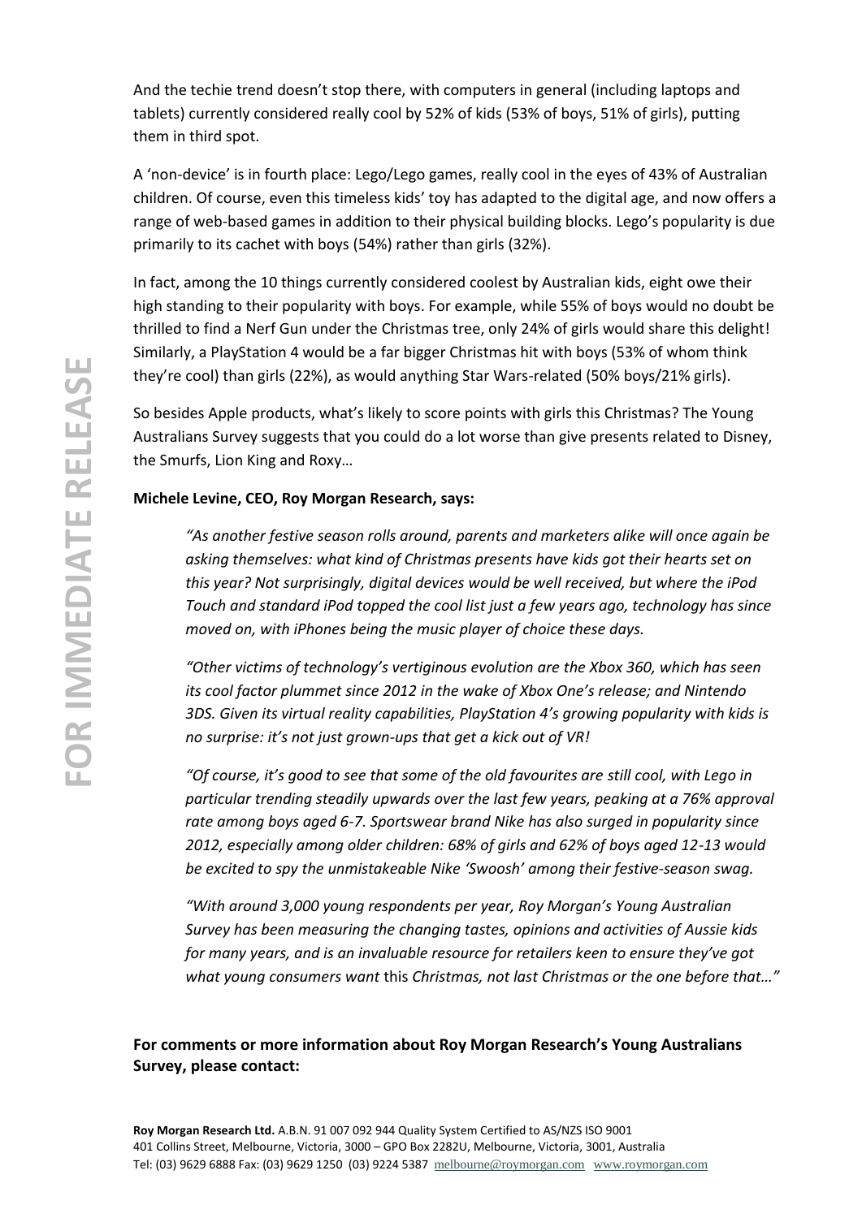And the techie trend doesn't stop there, with computers in general (including laptops and tablets) currently considered really cool by 52% of kids (53% of boys, 51% of girls), putting them in third spot.

A 'non-device' is in fourth place: Lego/Lego games, really cool in the eyes of 43% of Australian children. Of course, even this timeless kids' toy has adapted to the digital age, and now offers a range of web-based games in addition to their physical building blocks. Lego's popularity is due primarily to its cachet with boys (54%) rather than girls (32%).

In fact, among the 10 things currently considered coolest by Australian kids, eight owe their high standing to their popularity with boys. For example, while 55% of boys would no doubt be thrilled to find a Nerf Gun under the Christmas tree, only 24% of girls would share this delight! Similarly, a PlayStation 4 would be a far bigger Christmas hit with boys (53% of whom think they're cool) than girls (22%), as would anything Star Wars-related (50% boys/21% girls).

So besides Apple products, what's likely to score points with girls this Christmas? The Young Australians Survey suggests that you could do a lot worse than give presents related to Disney, the Smurfs, Lion King and Roxy…

**Michele Levine, CEO, Roy Morgan Research, says:**

> *"As another festive season rolls around, parents and marketers alike will once again be asking themselves: what kind of Christmas presents have kids got their hearts set on this year? Not surprisingly, digital devices would be well received, but where the iPod Touch and standard iPod topped the cool list just a few years ago, technology has since moved on, with iPhones being the music player of choice these days.*
>
> *"Other victims of technology's vertiginous evolution are the Xbox 360, which has seen its cool factor plummet since 2012 in the wake of Xbox One's release; and Nintendo 3DS. Given its virtual reality capabilities, PlayStation 4's growing popularity with kids is no surprise: it's not just grown-ups that get a kick out of VR!*
>
> *"Of course, it's good to see that some of the old favourites are still cool, with Lego in particular trending steadily upwards over the last few years, peaking at a 76% approval rate among boys aged 6-7. Sportswear brand Nike has also surged in popularity since 2012, especially among older children: 68% of girls and 62% of boys aged 12-13 would be excited to spy the unmistakeable Nike 'Swoosh' among their festive-season swag.*
>
> *"With around 3,000 young respondents per year, Roy Morgan's Young Australian Survey has been measuring the changing tastes, opinions and activities of Aussie kids for many years, and is an invaluable resource for retailers keen to ensure they've got what young consumers want* this *Christmas, not last Christmas or the one before that…"*

**For comments or more information about Roy Morgan Research's Young Australians Survey, please contact:**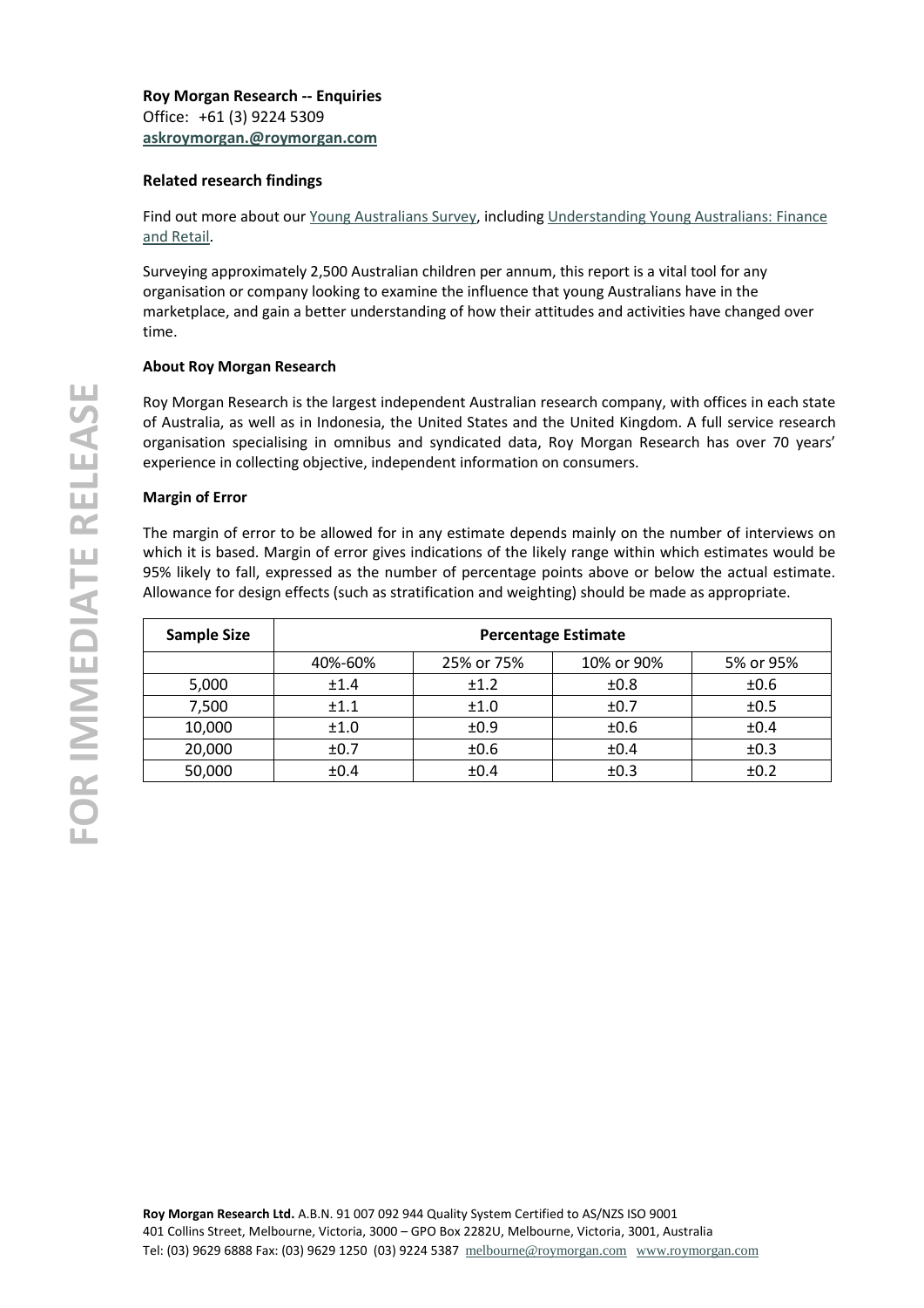**Roy Morgan Research -- Enquiries**
Office: +61 (3) 9224 5309
**askroymorgan.@roymorgan.com**

**Related research findings**

Find out more about our Young Australians Survey, including Understanding Young Australians: Finance and Retail.

Surveying approximately 2,500 Australian children per annum, this report is a vital tool for any organisation or company looking to examine the influence that young Australians have in the marketplace, and gain a better understanding of how their attitudes and activities have changed over time.

**About Roy Morgan Research**

Roy Morgan Research is the largest independent Australian research company, with offices in each state of Australia, as well as in Indonesia, the United States and the United Kingdom. A full service research organisation specialising in omnibus and syndicated data, Roy Morgan Research has over 70 years' experience in collecting objective, independent information on consumers.

**Margin of Error**

The margin of error to be allowed for in any estimate depends mainly on the number of interviews on which it is based. Margin of error gives indications of the likely range within which estimates would be 95% likely to fall, expressed as the number of percentage points above or below the actual estimate. Allowance for design effects (such as stratification and weighting) should be made as appropriate.

| Sample Size | Percentage Estimate | | | |
|---|---|---|---|---|
| | 40%-60% | 25% or 75% | 10% or 90% | 5% or 95% |
| 5,000 | ±1.4 | ±1.2 | ±0.8 | ±0.6 |
| 7,500 | ±1.1 | ±1.0 | ±0.7 | ±0.5 |
| 10,000 | ±1.0 | ±0.9 | ±0.6 | ±0.4 |
| 20,000 | ±0.7 | ±0.6 | ±0.4 | ±0.3 |
| 50,000 | ±0.4 | ±0.4 | ±0.3 | ±0.2 |

**Roy Morgan Research Ltd.** A.B.N. 91 007 092 944 Quality System Certified to AS/NZS ISO 9001
401 Collins Street, Melbourne, Victoria, 3000 – GPO Box 2282U, Melbourne, Victoria, 3001, Australia
Tel: (03) 9629 6888 Fax: (03) 9629 1250 (03) 9224 5387 melbourne@roymorgan.com www.roymorgan.com